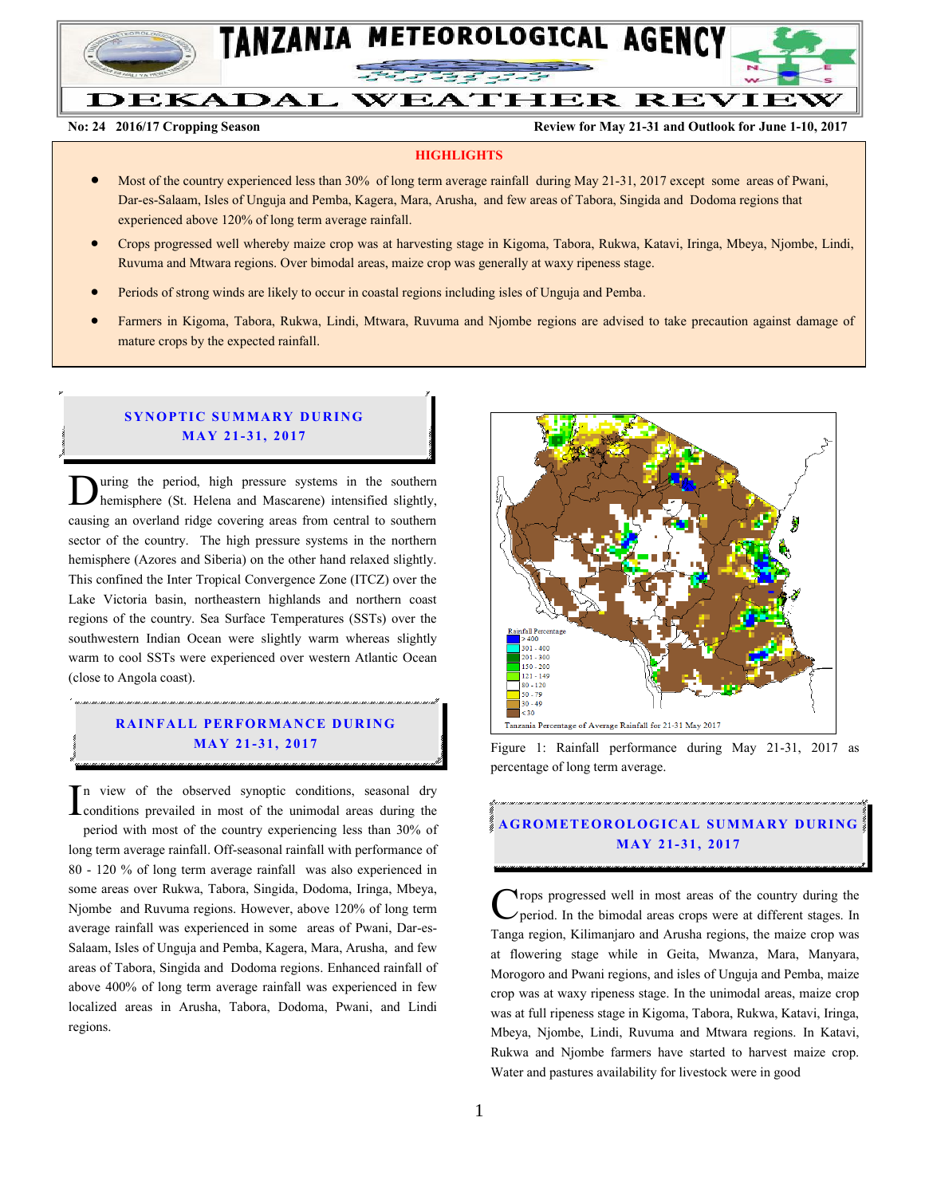# TANZANIA METEOROLOGICAL AGENCY

# DEKADAL WEATHER REVIEW

**No: 24 2016/17 Cropping Season** **Review for May 21-31 and Outlook for June 1-10, 2017**

## HIGHLIGHTS

- Most of the country experienced less than 30% of long term average rainfall during May 21-31, 2017 except some areas of Pwani, Dar-es-Salaam, Isles of Unguja and Pemba, Kagera, Mara, Arusha, and few areas of Tabora, Singida and Dodoma regions that experienced above 120% of long term average rainfall.
- Crops progressed well whereby maize crop was at harvesting stage in Kigoma, Tabora, Rukwa, Katavi, Iringa, Mbeya, Njombe, Lindi, Ruvuma and Mtwara regions. Over bimodal areas, maize crop was generally at waxy ripeness stage.
- Periods of strong winds are likely to occur in coastal regions including isles of Unguja and Pemba.
- Farmers in Kigoma, Tabora, Rukwa, Lindi, Mtwara, Ruvuma and Njombe regions are advised to take precaution against damage of mature crops by the expected rainfall.

## SYNOPTIC SUMMARY DURING MAY 21-31, 2017

During the period, high pressure systems in the southern hemisphere (St. Helena and Mascarene) intensified slightly, causing an overland ridge covering areas from central to southern sector of the country. The high pressure systems in the northern hemisphere (Azores and Siberia) on the other hand relaxed slightly. This confined the Inter Tropical Convergence Zone (ITCZ) over the Lake Victoria basin, northeastern highlands and northern coast regions of the country. Sea Surface Temperatures (SSTs) over the southwestern Indian Ocean were slightly warm whereas slightly warm to cool SSTs were experienced over western Atlantic Ocean (close to Angola coast).

## RAINFALL PERFORMANCE DURING MAY 21-31, 2017

In view of the observed synoptic conditions, seasonal dry conditions prevailed in most of the unimodal areas during the period with most of the country experiencing less than 30% of long term average rainfall. Off-seasonal rainfall with performance of 80 - 120 % of long term average rainfall was also experienced in some areas over Rukwa, Tabora, Singida, Dodoma, Iringa, Mbeya, Njombe and Ruvuma regions. However, above 120% of long term average rainfall was experienced in some areas of Pwani, Dar-es-Salaam, Isles of Unguja and Pemba, Kagera, Mara, Arusha, and few areas of Tabora, Singida and Dodoma regions. Enhanced rainfall of above 400% of long term average rainfall was experienced in few localized areas in Arusha, Tabora, Dodoma, Pwani, and Lindi regions.

Rainfall Percentage: >400; 301 - 400; 201 - 300; 150 - 200; 121 - 149; 80 - 120; 50 - 79; 30 - 49; <30

Tanzania Percentage of Average Rainfall for 21-31 May 2017

Figure 1: Rainfall performance during May 21-31, 2017 as percentage of long term average.

## AGROMETEOROLOGICAL SUMMARY DURING MAY 21-31, 2017

Crops progressed well in most areas of the country during the period. In the bimodal areas crops were at different stages. In Tanga region, Kilimanjaro and Arusha regions, the maize crop was at flowering stage while in Geita, Mwanza, Mara, Manyara, Morogoro and Pwani regions, and isles of Unguja and Pemba, maize crop was at waxy ripeness stage. In the unimodal areas, maize crop was at full ripeness stage in Kigoma, Tabora, Rukwa, Katavi, Iringa, Mbeya, Njombe, Lindi, Ruvuma and Mtwara regions. In Katavi, Rukwa and Njombe farmers have started to harvest maize crop. Water and pastures availability for livestock were in good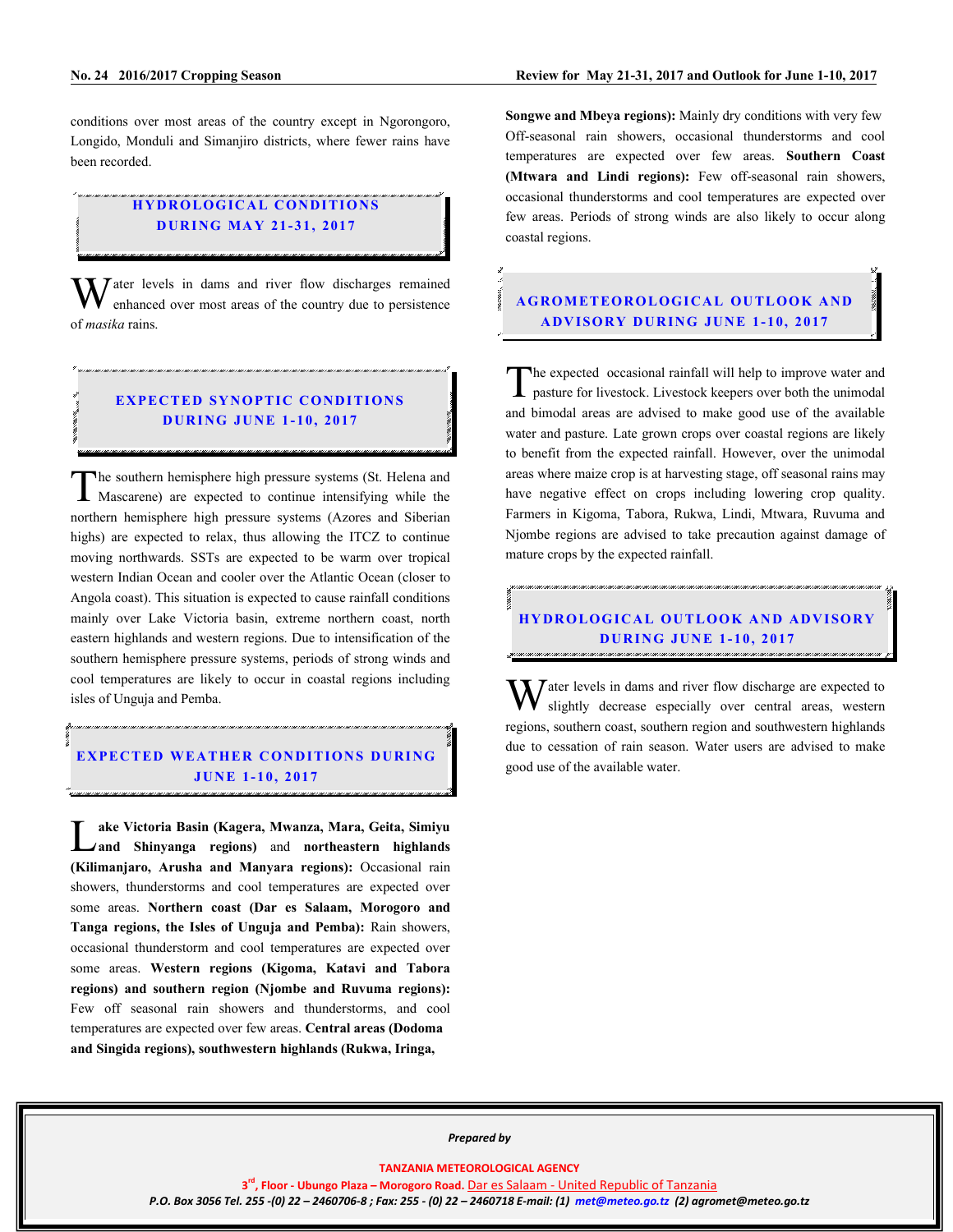conditions over most areas of the country except in Ngorongoro, Longido, Monduli and Simanjiro districts, where fewer rains have been recorded.

## HYDROLOGICAL CONDITIONS DURING MAY 21-31, 2017

Water levels in dams and river flow discharges remained enhanced over most areas of the country due to persistence of *masika* rains.

## EXPECTED SYNOPTIC CONDITIONS DURING JUNE 1-10, 2017

The southern hemisphere high pressure systems (St. Helena and Mascarene) are expected to continue intensifying while the northern hemisphere high pressure systems (Azores and Siberian highs) are expected to relax, thus allowing the ITCZ to continue moving northwards. SSTs are expected to be warm over tropical western Indian Ocean and cooler over the Atlantic Ocean (closer to Angola coast). This situation is expected to cause rainfall conditions mainly over Lake Victoria basin, extreme northern coast, north eastern highlands and western regions. Due to intensification of the southern hemisphere pressure systems, periods of strong winds and cool temperatures are likely to occur in coastal regions including isles of Unguja and Pemba.

## EXPECTED WEATHER CONDITIONS DURING JUNE 1-10, 2017

**Lake Victoria Basin (Kagera, Mwanza, Mara, Geita, Simiyu and Shinyanga regions)** and **northeastern highlands (Kilimanjaro, Arusha and Manyara regions):** Occasional rain showers, thunderstorms and cool temperatures are expected over some areas. **Northern coast (Dar es Salaam, Morogoro and Tanga regions, the Isles of Unguja and Pemba):** Rain showers, occasional thunderstorm and cool temperatures are expected over some areas. **Western regions (Kigoma, Katavi and Tabora regions) and southern region (Njombe and Ruvuma regions):** Few off seasonal rain showers and thunderstorms, and cool temperatures are expected over few areas. **Central areas (Dodoma and Singida regions), southwestern highlands (Rukwa, Iringa, Songwe and Mbeya regions):** Mainly dry conditions with very few Off-seasonal rain showers, occasional thunderstorms and cool temperatures are expected over few areas. **Southern Coast (Mtwara and Lindi regions):** Few off-seasonal rain showers, occasional thunderstorms and cool temperatures are expected over few areas. Periods of strong winds are also likely to occur along coastal regions.

## AGROMETEOROLOGICAL OUTLOOK AND ADVISORY DURING JUNE 1-10, 2017

The expected occasional rainfall will help to improve water and pasture for livestock. Livestock keepers over both the unimodal and bimodal areas are advised to make good use of the available water and pasture. Late grown crops over coastal regions are likely to benefit from the expected rainfall. However, over the unimodal areas where maize crop is at harvesting stage, off seasonal rains may have negative effect on crops including lowering crop quality. Farmers in Kigoma, Tabora, Rukwa, Lindi, Mtwara, Ruvuma and Njombe regions are advised to take precaution against damage of mature crops by the expected rainfall.

## HYDROLOGICAL OUTLOOK AND ADVISORY DURING JUNE 1-10, 2017

Water levels in dams and river flow discharge are expected to slightly decrease especially over central areas, western regions, southern coast, southern region and southwestern highlands due to cessation of rain season. Water users are advised to make good use of the available water.

*Prepared by*

**TANZANIA METEOROLOGICAL AGENCY**

3rd, Floor - Ubungo Plaza – Morogoro Road. Dar es Salaam - United Republic of Tanzania

P.O. Box 3056 Tel. 255 -(0) 22 – 2460706-8 ; Fax: 255 - (0) 22 – 2460718 E-mail: (1) met@meteo.go.tz (2) agromet@meteo.go.tz